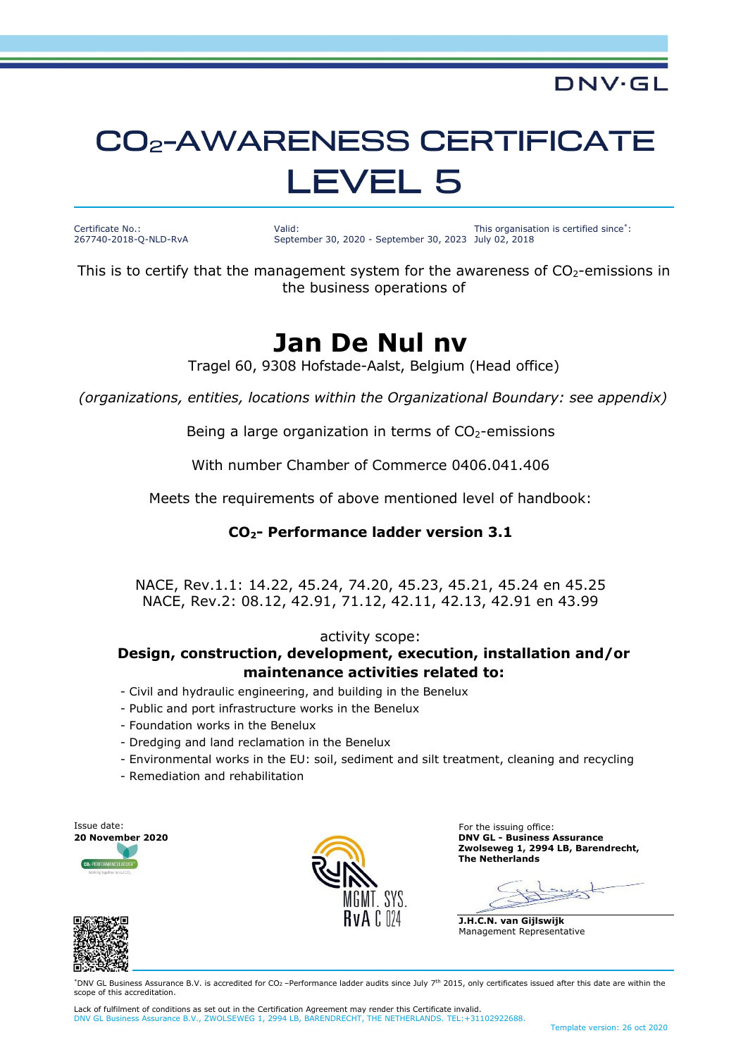DNV·GL

# $CO_2$-AWARENESS CERTIFICATE LEVEL 5

| Certificate No.: | Valid: | This organisation is certified since*: |
|---|---|---|
| 267740-2018-Q-NLD-RvA | September 30, 2020 - September 30, 2023 | July 02, 2018 |

This is to certify that the management system for the awareness of $CO_2$-emissions in the business operations of

## Jan De Nul nv

Tragel 60, 9308 Hofstade-Aalst, Belgium (Head office)

*(organizations, entities, locations within the Organizational Boundary: see appendix)*

Being a large organization in terms of $CO_2$-emissions

With number Chamber of Commerce 0406.041.406

Meets the requirements of above mentioned level of handbook:

**$CO_2$- Performance ladder version 3.1**

NACE, Rev.1.1: 14.22, 45.24, 74.20, 45.23, 45.21, 45.24 en 45.25
NACE, Rev.2: 08.12, 42.91, 71.12, 42.11, 42.13, 42.91 en 43.99

activity scope:

**Design, construction, development, execution, installation and/or maintenance activities related to:**

- Civil and hydraulic engineering, and building in the Benelux
- Public and port infrastructure works in the Benelux
- Foundation works in the Benelux
- Dredging and land reclamation in the Benelux
- Environmental works in the EU: soil, sediment and silt treatment, cleaning and recycling
- Remediation and rehabilitation

Issue date:
**20 November 2020**

RvA MGMT. SYS. RvA C 024

For the issuing office:
**DNV GL - Business Assurance**
**Zwolseweg 1, 2994 LB, Barendrecht, The Netherlands**

**J.H.C.N. van Gijlswijk**
Management Representative

*DNV GL Business Assurance B.V. is accredited for $CO_2$ –Performance ladder audits since July 7th 2015, only certificates issued after this date are within the scope of this accreditation.

Lack of fulfilment of conditions as set out in the Certification Agreement may render this Certificate invalid.
DNV GL Business Assurance B.V., ZWOLSEWEG 1, 2994 LB, BARENDRECHT, THE NETHERLANDS. TEL:+31102922688.

Template version: 26 oct 2020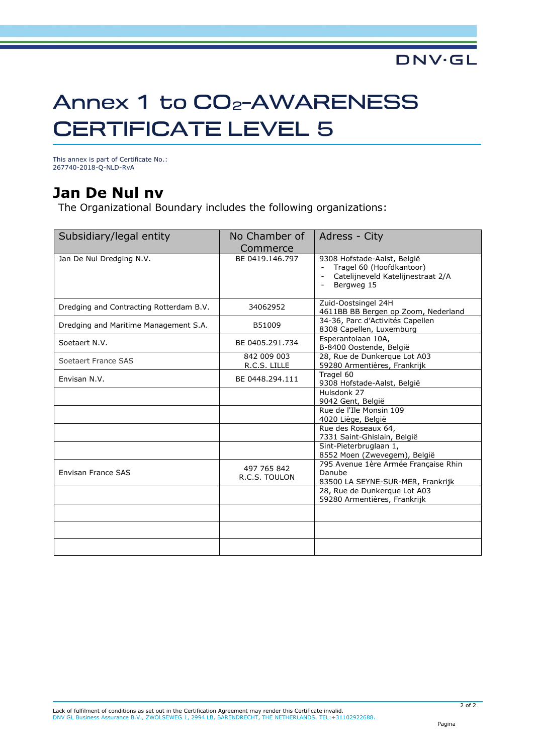# Annex 1 to $CO_2$-AWARENESS CERTIFICATE LEVEL 5

This annex is part of Certificate No.:
267740-2018-Q-NLD-RvA

## Jan De Nul nv

The Organizational Boundary includes the following organizations:

| Subsidiary/legal entity | No Chamber of Commerce | Adress - City |
|---|---|---|
| Jan De Nul Dredging N.V. | BE 0419.146.797 | 9308 Hofstade-Aalst, België<br>- Tragel 60 (Hoofdkantoor)<br>- Catelijneveld Katelijnestraat 2/A<br>- Bergweg 15 |
| Dredging and Contracting Rotterdam B.V. | 34062952 | Zuid-Oostsingel 24H<br>4611BB BB Bergen op Zoom, Nederland |
| Dredging and Maritime Management S.A. | B51009 | 34-36, Parc d'Activités Capellen<br>8308 Capellen, Luxemburg |
| Soetaert N.V. | BE 0405.291.734 | Esperantolaan 10A,<br>B-8400 Oostende, België |
| Soetaert France SAS | 842 009 003<br>R.C.S. LILLE | 28, Rue de Dunkerque Lot A03<br>59280 Armentières, Frankrijk |
| Envisan N.V. | BE 0448.294.111 | Tragel 60<br>9308 Hofstade-Aalst, België |
| | | Hulsdonk 27<br>9042 Gent, België |
| | | Rue de l'Ile Monsin 109<br>4020 Liège, België |
| | | Rue des Roseaux 64,<br>7331 Saint-Ghislain, België |
| | | Sint-Pieterbruglaan 1,<br>8552 Moen (Zwevegem), België |
| Envisan France SAS | 497 765 842<br>R.C.S. TOULON | 795 Avenue 1ère Armée Française Rhin Danube<br>83500 LA SEYNE-SUR-MER, Frankrijk |
| | | 28, Rue de Dunkerque Lot A03<br>59280 Armentières, Frankrijk |
| | | |
| | | |
| | | |

Lack of fulfilment of conditions as set out in the Certification Agreement may render this Certificate invalid.
DNV GL Business Assurance B.V., ZWOLSEWEG 1, 2994 LB, BARENDRECHT, THE NETHERLANDS. TEL:+31102922688.